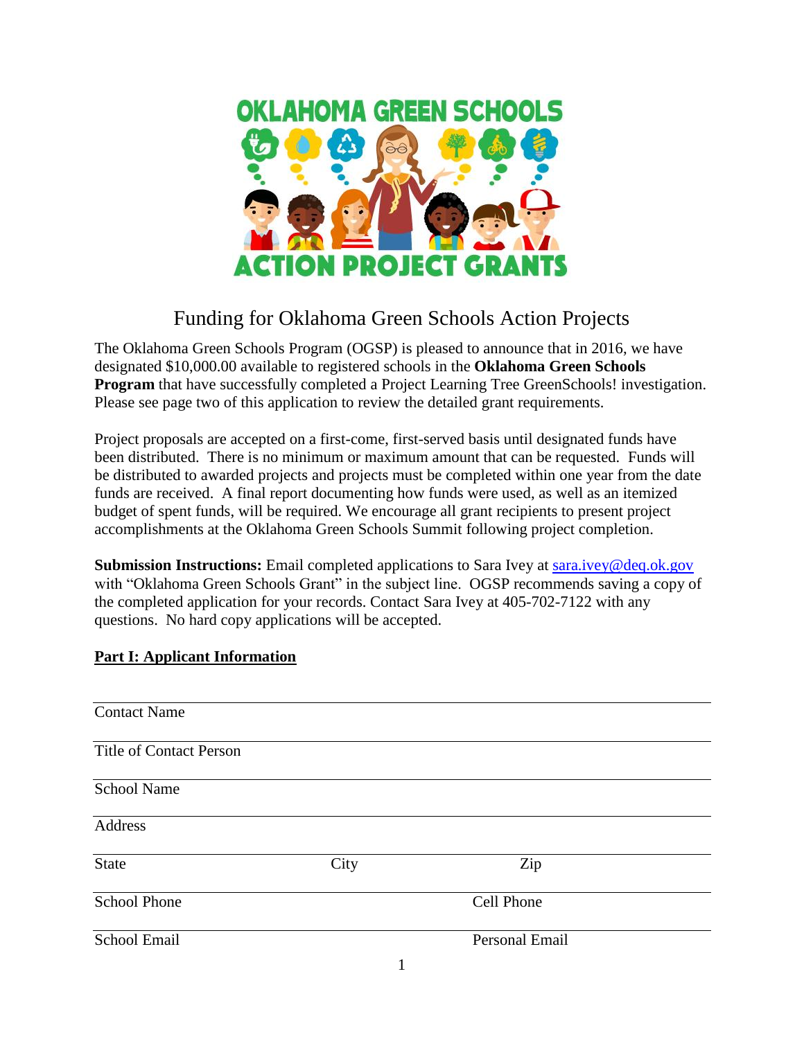# OKLAHOMA GREEN SCHOOLS ACTION PROJECT GRANTS

## Funding for Oklahoma Green Schools Action Projects

The Oklahoma Green Schools Program (OGSP) is pleased to announce that in 2016, we have designated $10,000.00 available to registered schools in the **Oklahoma Green Schools Program** that have successfully completed a Project Learning Tree GreenSchools! investigation. Please see page two of this application to review the detailed grant requirements.

Project proposals are accepted on a first-come, first-served basis until designated funds have been distributed. There is no minimum or maximum amount that can be requested. Funds will be distributed to awarded projects and projects must be completed within one year from the date funds are received. A final report documenting how funds were used, as well as an itemized budget of spent funds, will be required. We encourage all grant recipients to present project accomplishments at the Oklahoma Green Schools Summit following project completion.

**Submission Instructions:** Email completed applications to Sara Ivey at sara.ivey@deq.ok.gov with "Oklahoma Green Schools Grant" in the subject line. OGSP recommends saving a copy of the completed application for your records. Contact Sara Ivey at 405-702-7122 with any questions. No hard copy applications will be accepted.

**Part I: Applicant Information**

Contact Name

Title of Contact Person

School Name

Address

State　　　City　　　Zip

School Phone　　　Cell Phone

School Email　　　Personal Email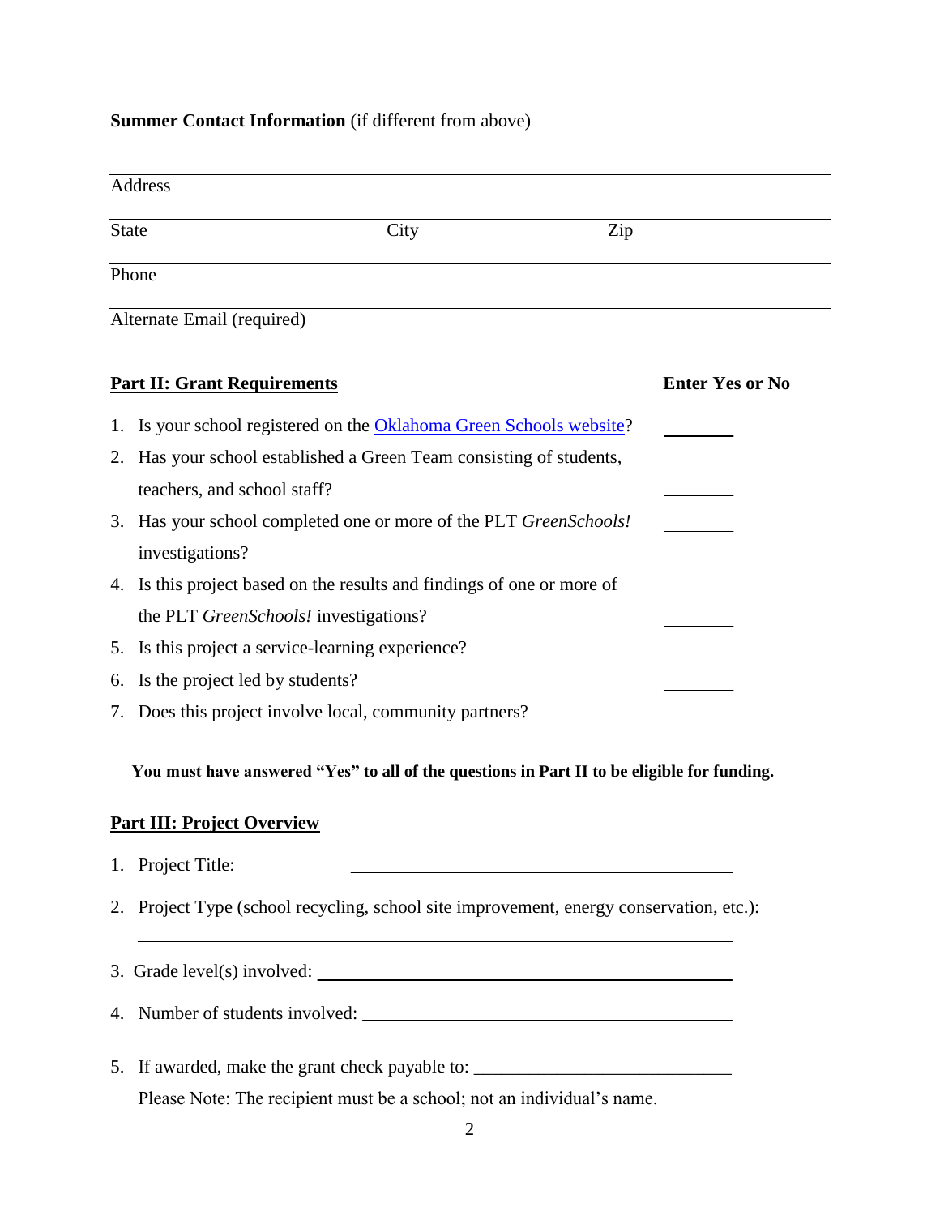**Summary Contact Information** (if different from above)

Address

State City Zip

Phone

Alternate Email (required)

**Part II: Grant Requirements** **Enter Yes or No**

1. Is your school registered on the [Oklahoma Green Schools website]? \_\_\_\_\_\_\_\_
2. Has your school established a Green Team consisting of students, teachers, and school staff? \_\_\_\_\_\_\_\_
3. Has your school completed one or more of the PLT *GreenSchools!* investigations? \_\_\_\_\_\_\_\_
4. Is this project based on the results and findings of one or more of the PLT *GreenSchools!* investigations? \_\_\_\_\_\_\_\_
5. Is this project a service-learning experience? \_\_\_\_\_\_\_\_
6. Is the project led by students? \_\_\_\_\_\_\_\_
7. Does this project involve local, community partners? \_\_\_\_\_\_\_\_

**You must have answered "Yes" to all of the questions in Part II to be eligible for funding.**

**Part III: Project Overview**

1. Project Title: \_\_\_\_\_\_\_\_\_\_\_\_\_\_\_\_\_\_\_\_\_\_\_\_\_\_\_\_\_\_\_\_\_\_\_\_
2. Project Type (school recycling, school site improvement, energy conservation, etc.): \_\_\_\_\_\_\_\_\_\_\_\_\_\_\_\_\_\_\_\_\_\_\_\_\_\_\_\_\_\_\_\_\_\_\_\_
3. Grade level(s) involved: \_\_\_\_\_\_\_\_\_\_\_\_\_\_\_\_\_\_\_\_\_\_\_\_\_\_\_\_\_\_\_\_\_\_\_\_
4. Number of students involved: \_\_\_\_\_\_\_\_\_\_\_\_\_\_\_\_\_\_\_\_\_\_\_\_\_\_\_\_\_\_\_\_\_\_\_\_
5. If awarded, make the grant check payable to: \_\_\_\_\_\_\_\_\_\_\_\_\_\_\_\_\_\_\_\_\_\_\_\_\_\_\_\_

   Please Note: The recipient must be a school; not an individual's name.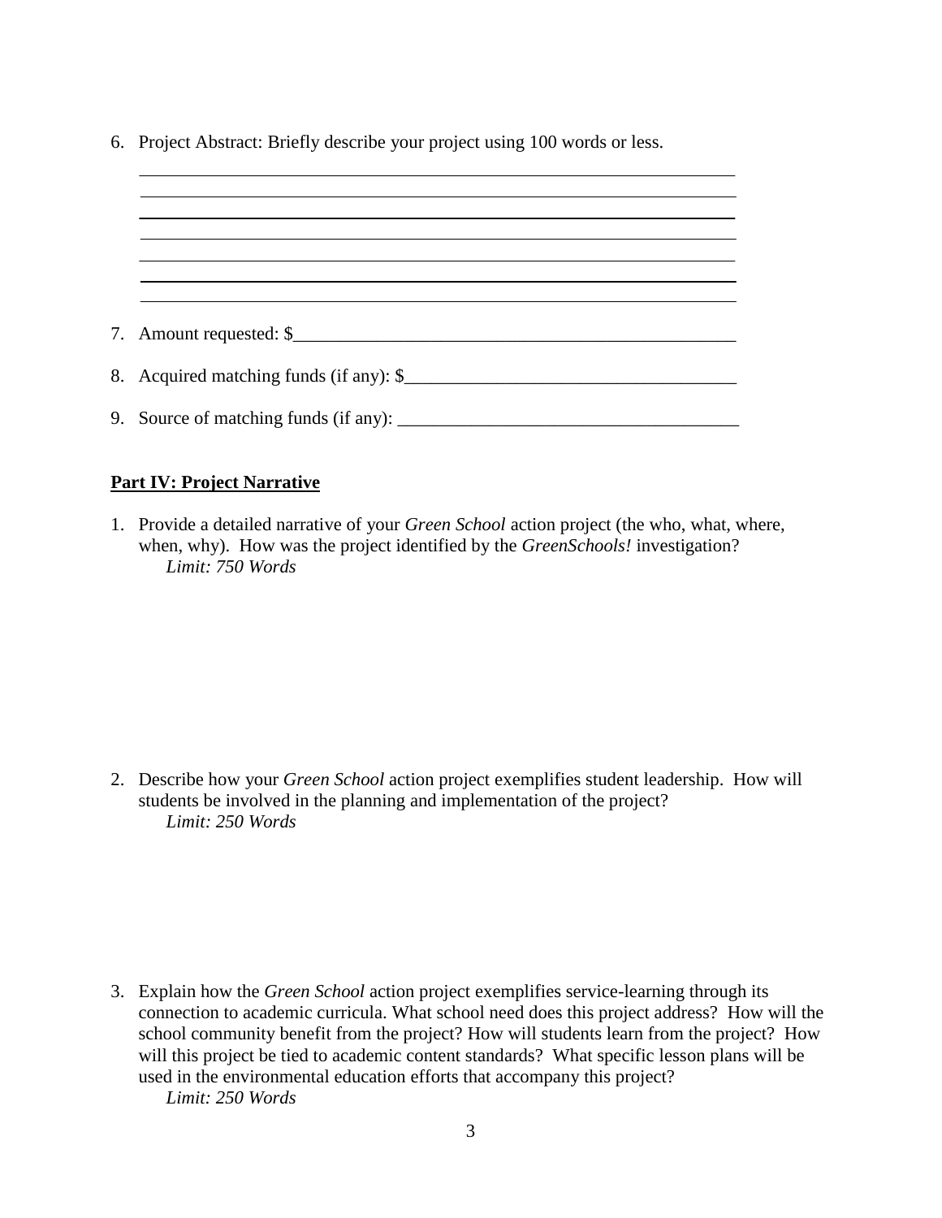6. Project Abstract: Briefly describe your project using 100 words or less.

_______________________________________________________________________
_______________________________________________________________________
_______________________________________________________________________
_______________________________________________________________________
_______________________________________________________________________
_______________________________________________________________________
_______________________________________________________________________

7. Amount requested: $_______________________________________________

8. Acquired matching funds (if any): $___________________________________

9. Source of matching funds (if any): ___________________________________

**Part IV: Project Narrative**

1. Provide a detailed narrative of your *Green School* action project (the who, what, where, when, why). How was the project identified by the *GreenSchools!* investigation?
   *Limit: 750 Words*

2. Describe how your *Green School* action project exemplifies student leadership. How will students be involved in the planning and implementation of the project?
   *Limit: 250 Words*

3. Explain how the *Green School* action project exemplifies service-learning through its connection to academic curricula. What school need does this project address? How will the school community benefit from the project? How will students learn from the project? How will this project be tied to academic content standards? What specific lesson plans will be used in the environmental education efforts that accompany this project?
   *Limit: 250 Words*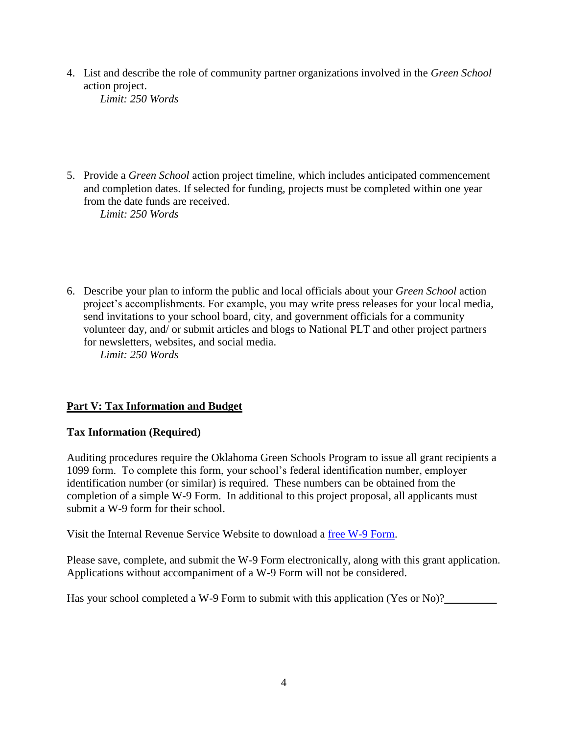4. List and describe the role of community partner organizations involved in the *Green School* action project.
   *Limit: 250 Words*

5. Provide a *Green School* action project timeline, which includes anticipated commencement and completion dates. If selected for funding, projects must be completed within one year from the date funds are received.
   *Limit: 250 Words*

6. Describe your plan to inform the public and local officials about your *Green School* action project's accomplishments. For example, you may write press releases for your local media, send invitations to your school board, city, and government officials for a community volunteer day, and/ or submit articles and blogs to National PLT and other project partners for newsletters, websites, and social media.
   *Limit: 250 Words*

## Part V: Tax Information and Budget

### Tax Information (Required)

Auditing procedures require the Oklahoma Green Schools Program to issue all grant recipients a 1099 form. To complete this form, your school's federal identification number, employer identification number (or similar) is required. These numbers can be obtained from the completion of a simple W-9 Form. In additional to this project proposal, all applicants must submit a W-9 form for their school.

Visit the Internal Revenue Service Website to download a free W-9 Form.

Please save, complete, and submit the W-9 Form electronically, along with this grant application. Applications without accompaniment of a W-9 Form will not be considered.

Has your school completed a W-9 Form to submit with this application (Yes or No)?__________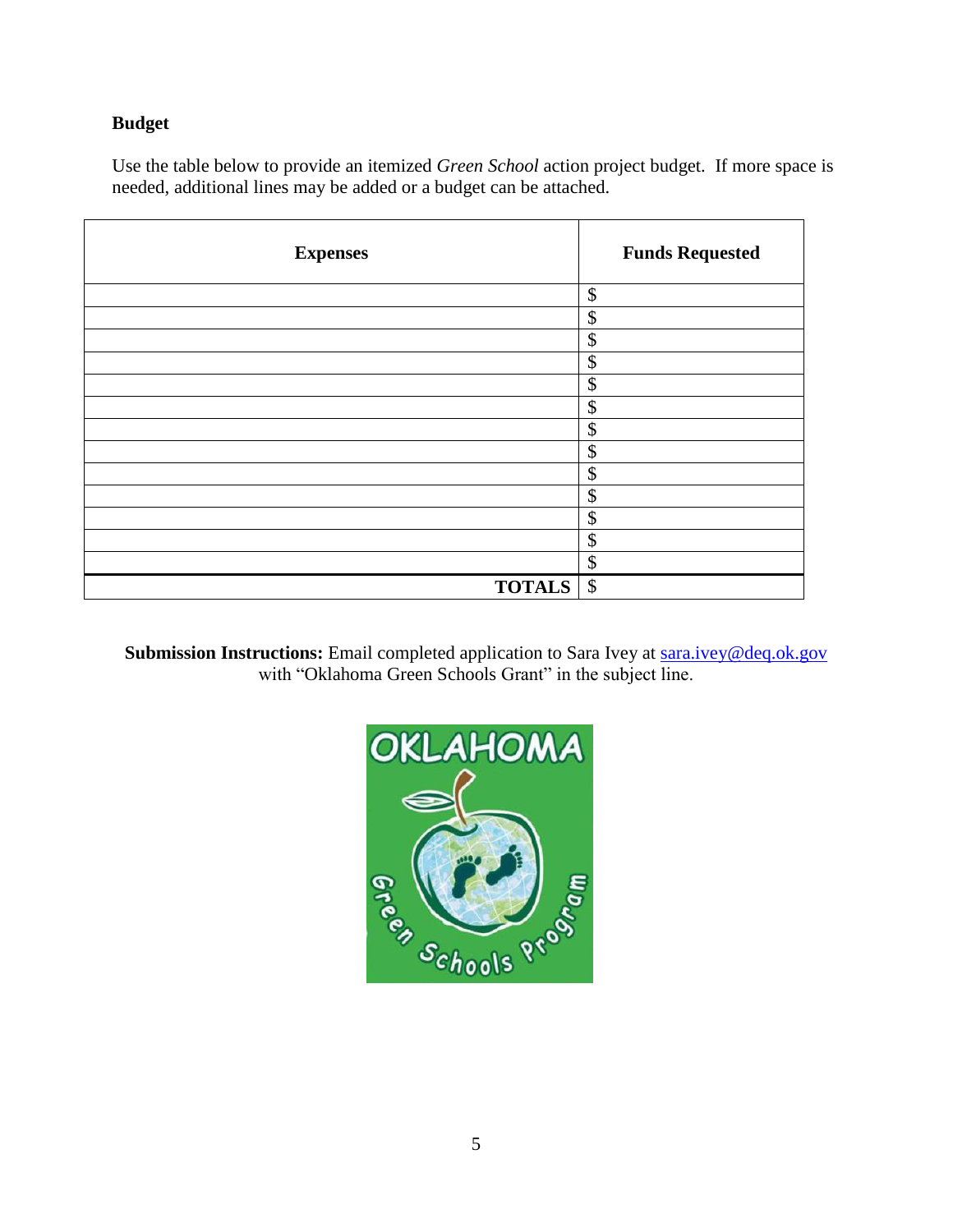## Budget

Use the table below to provide an itemized *Green School* action project budget. If more space is needed, additional lines may be added or a budget can be attached.

| Expenses | Funds Requested |
|---|---|
| | $ |
| | $ |
| | $ |
| | $ |
| | $ |
| | $ |
| | $ |
| | $ |
| | $ |
| | $ |
| | $ |
| | $ |
| | $ |
| **TOTALS** | $ |

**Submission Instructions:** Email completed application to Sara Ivey at sara.ivey@deq.ok.gov with "Oklahoma Green Schools Grant" in the subject line.